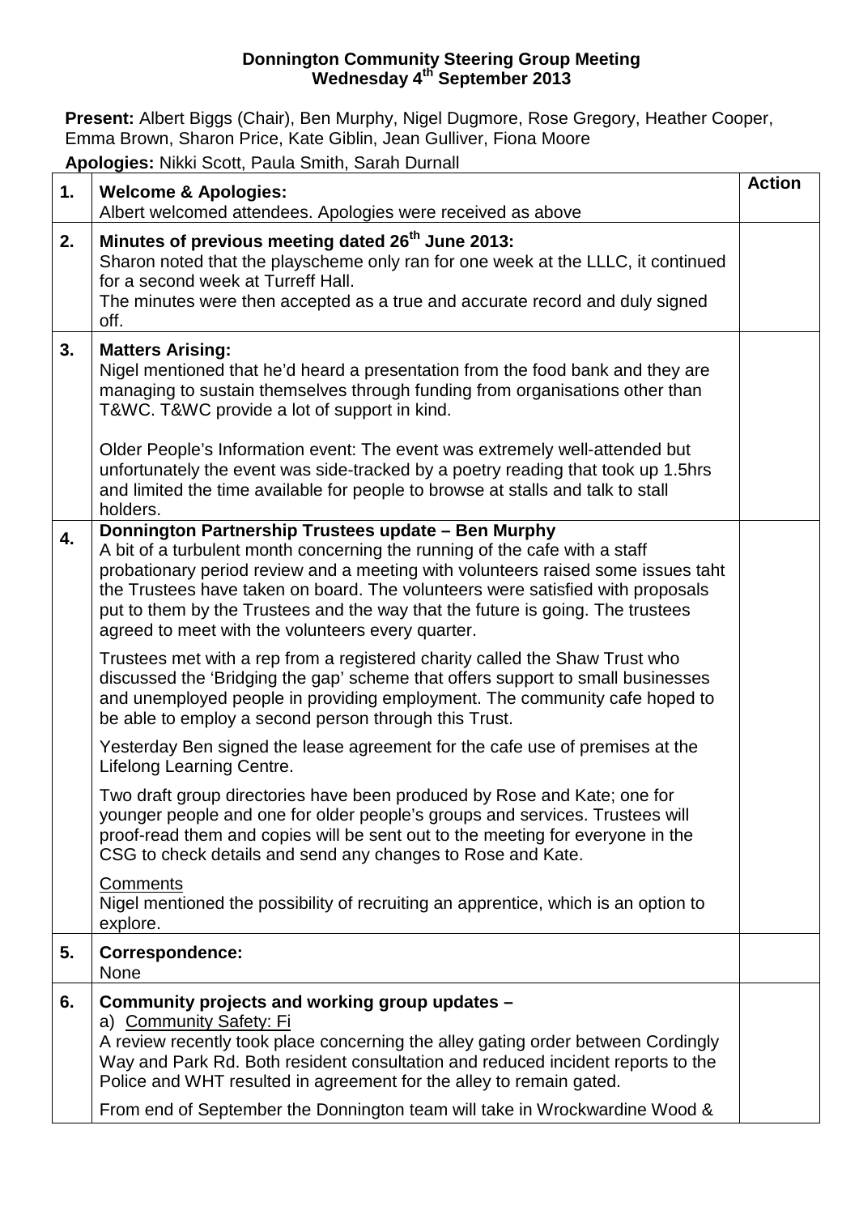**Donnington Community Steering Group Meeting**
**Wednesday 4th September 2013**

**Present:** Albert Biggs (Chair), Ben Murphy, Nigel Dugmore, Rose Gregory, Heather Cooper, Emma Brown, Sharon Price, Kate Giblin, Jean Gulliver, Fiona Moore

**Apologies:** Nikki Scott, Paula Smith, Sarah Durnall

| | | Action |
|---|---|---|
| **1.** | **Welcome & Apologies:**<br>Albert welcomed attendees. Apologies were received as above | |
| **2.** | **Minutes of previous meeting dated 26th June 2013:**<br>Sharon noted that the playscheme only ran for one week at the LLLC, it continued for a second week at Turreff Hall.<br>The minutes were then accepted as a true and accurate record and duly signed off. | |
| **3.** | **Matters Arising:**<br>Nigel mentioned that he'd heard a presentation from the food bank and they are managing to sustain themselves through funding from organisations other than T&WC. T&WC provide a lot of support in kind.<br><br>Older People's Information event: The event was extremely well-attended but unfortunately the event was side-tracked by a poetry reading that took up 1.5hrs and limited the time available for people to browse at stalls and talk to stall holders. | |
| **4.** | **Donnington Partnership Trustees update – Ben Murphy**<br>A bit of a turbulent month concerning the running of the cafe with a staff probationary period review and a meeting with volunteers raised some issues taht the Trustees have taken on board. The volunteers were satisfied with proposals put to them by the Trustees and the way that the future is going. The trustees agreed to meet with the volunteers every quarter.<br><br>Trustees met with a rep from a registered charity called the Shaw Trust who discussed the 'Bridging the gap' scheme that offers support to small businesses and unemployed people in providing employment. The community cafe hoped to be able to employ a second person through this Trust.<br><br>Yesterday Ben signed the lease agreement for the cafe use of premises at the Lifelong Learning Centre.<br><br>Two draft group directories have been produced by Rose and Kate; one for younger people and one for older people's groups and services. Trustees will proof-read them and copies will be sent out to the meeting for everyone in the CSG to check details and send any changes to Rose and Kate.<br><br>Comments<br>Nigel mentioned the possibility of recruiting an apprentice, which is an option to explore. | |
| **5.** | **Correspondence:**<br>None | |
| **6.** | **Community projects and working group updates –**<br>a) Community Safety: Fi<br>A review recently took place concerning the alley gating order between Cordingly Way and Park Rd. Both resident consultation and reduced incident reports to the Police and WHT resulted in agreement for the alley to remain gated.<br><br>From end of September the Donnington team will take in Wrockwardine Wood & | |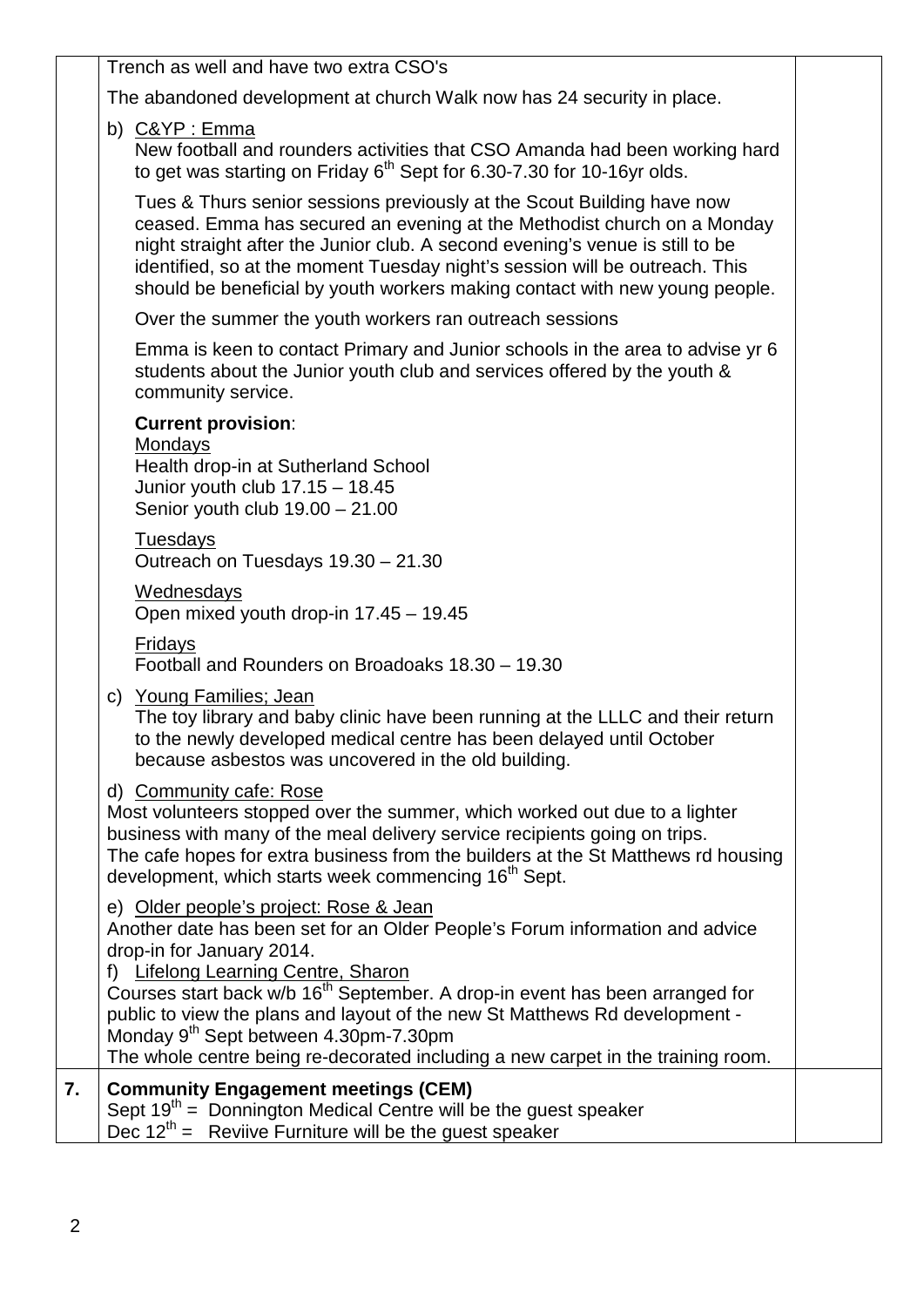| | | |
|---|---|---|
| | Trench as well and have two extra CSO's<br><br>The abandoned development at church Walk now has 24 security in place.<br><br>b) <u>C&YP : Emma</u><br>New football and rounders activities that CSO Amanda had been working hard to get was starting on Friday 6th Sept for 6.30-7.30 for 10-16yr olds.<br><br>Tues & Thurs senior sessions previously at the Scout Building have now ceased. Emma has secured an evening at the Methodist church on a Monday night straight after the Junior club. A second evening's venue is still to be identified, so at the moment Tuesday night's session will be outreach. This should be beneficial by youth workers making contact with new young people.<br><br>Over the summer the youth workers ran outreach sessions<br><br>Emma is keen to contact Primary and Junior schools in the area to advise yr 6 students about the Junior youth club and services offered by the youth & community service.<br><br>**Current provision**:<br><u>Mondays</u><br>Health drop-in at Sutherland School<br>Junior youth club 17.15 – 18.45<br>Senior youth club 19.00 – 21.00<br><br><u>Tuesdays</u><br>Outreach on Tuesdays 19.30 – 21.30<br><br><u>Wednesdays</u><br>Open mixed youth drop-in 17.45 – 19.45<br><br><u>Fridays</u><br>Football and Rounders on Broadoaks 18.30 – 19.30<br><br>c) <u>Young Families; Jean</u><br>The toy library and baby clinic have been running at the LLLC and their return to the newly developed medical centre has been delayed until October because asbestos was uncovered in the old building.<br><br>d) <u>Community cafe: Rose</u><br>Most volunteers stopped over the summer, which worked out due to a lighter business with many of the meal delivery service recipients going on trips.<br>The cafe hopes for extra business from the builders at the St Matthews rd housing development, which starts week commencing 16th Sept.<br><br>e) <u>Older people's project: Rose & Jean</u><br>Another date has been set for an Older People's Forum information and advice drop-in for January 2014.<br>f) <u>Lifelong Learning Centre, Sharon</u><br>Courses start back w/b 16th September. A drop-in event has been arranged for public to view the plans and layout of the new St Matthews Rd development - Monday 9th Sept between 4.30pm-7.30pm<br>The whole centre being re-decorated including a new carpet in the training room. | |
| **7.** | **Community Engagement meetings (CEM)**<br>Sept 19th = Donnington Medical Centre will be the guest speaker<br>Dec 12th = Reviive Furniture will be the guest speaker | |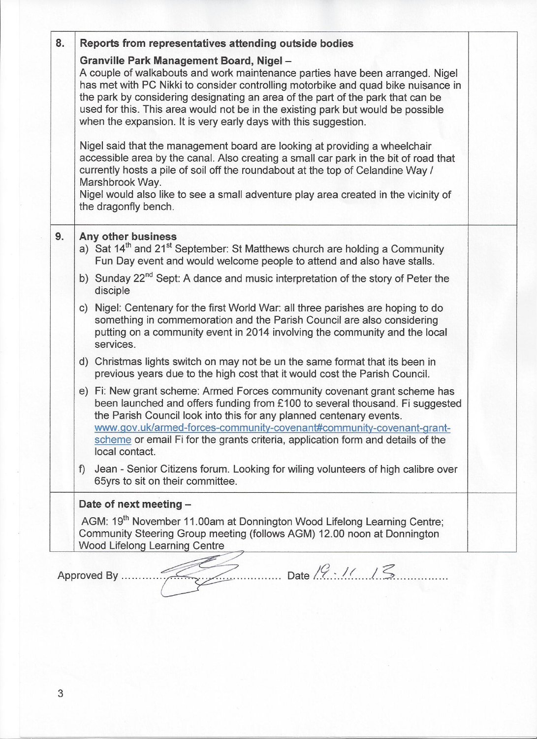| | | |
|---|---|---|
| 8. | **Reports from representatives attending outside bodies**<br><br>**Granville Park Management Board, Nigel –**<br>A couple of walkabouts and work maintenance parties have been arranged. Nigel has met with PC Nikki to consider controlling motorbike and quad bike nuisance in the park by considering designating an area of the part of the park that can be used for this. This area would not be in the existing park but would be possible when the expansion. It is very early days with this suggestion.<br><br>Nigel said that the management board are looking at providing a wheelchair accessible area by the canal. Also creating a small car park in the bit of road that currently hosts a pile of soil off the roundabout at the top of Celandine Way / Marshbrook Way.<br>Nigel would also like to see a small adventure play area created in the vicinity of the dragonfly bench. | |
| 9. | **Any other business**<br>a) Sat 14th and 21st September: St Matthews church are holding a Community Fun Day event and would welcome people to attend and also have stalls.<br>b) Sunday 22nd Sept: A dance and music interpretation of the story of Peter the disciple<br>c) Nigel: Centenary for the first World War: all three parishes are hoping to do something in commemoration and the Parish Council are also considering putting on a community event in 2014 involving the community and the local services.<br>d) Christmas lights switch on may not be un the same format that its been in previous years due to the high cost that it would cost the Parish Council.<br>e) Fi: New grant scheme: Armed Forces community covenant grant scheme has been launched and offers funding from £100 to several thousand. Fi suggested the Parish Council look into this for any planned centenary events. www.gov.uk/armed-forces-community-covenant#community-covenant-grant-scheme or email Fi for the grants criteria, application form and details of the local contact.<br>f) Jean - Senior Citizens forum. Looking for wiling volunteers of high calibre over 65yrs to sit on their committee. | |
| | **Date of next meeting –**<br>AGM: 19th November 11.00am at Donnington Wood Lifelong Learning Centre; Community Steering Group meeting (follows AGM) 12.00 noon at Donnington Wood Lifelong Learning Centre | |

Approved By ............[signature]............ Date 19.11.13